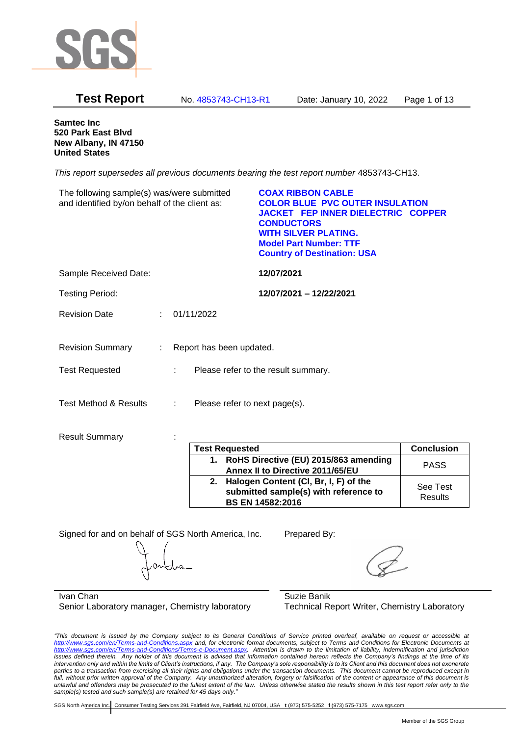**Test Report** No. 4853743-CH13-R1 Date: January 10, 2022

**Samtec Inc**
**520 Park East Blvd**
**New Albany, IN 47150**
**United States**

*This report supersedes all previous documents bearing the test report number* 4853743-CH13.

The following sample(s) was/were submitted and identified by/on behalf of the client as:

**COAX RIBBON CABLE**
**COLOR BLUE PVC OUTER INSULATION JACKET FEP INNER DIELECTRIC COPPER CONDUCTORS**
**WITH SILVER PLATING.**
**Model Part Number: TTF**
**Country of Destination: USA**

Sample Received Date: **12/07/2021**

Testing Period: **12/07/2021 – 12/22/2021**

Revision Date : 01/11/2022

Revision Summary : Report has been updated.

Test Requested : Please refer to the result summary.

Test Method & Results : Please refer to next page(s).

Result Summary :

| Test Requested | Conclusion |
|---|---|
| **1. RoHS Directive (EU) 2015/863 amending Annex II to Directive 2011/65/EU** | PASS |
| **2. Halogen Content (Cl, Br, I, F) of the submitted sample(s) with reference to BS EN 14582:2016** | See Test Results |

Signed for and on behalf of SGS North America, Inc.

Ivan Chan
Senior Laboratory manager, Chemistry laboratory

Prepared By:

Suzie Banik
Technical Report Writer, Chemistry Laboratory

*"This document is issued by the Company subject to its General Conditions of Service printed overleaf, available on request or accessible at http://www.sgs.com/en/Terms-and-Conditions.aspx and, for electronic format documents, subject to Terms and Conditions for Electronic Documents at http://www.sgs.com/en/Terms-and-Conditions/Terms-e-Document.aspx. Attention is drawn to the limitation of liability, indemnification and jurisdiction issues defined therein. Any holder of this document is advised that information contained hereon reflects the Company's findings at the time of its intervention only and within the limits of Client's instructions, if any. The Company's sole responsibility is to its Client and this document does not exonerate parties to a transaction from exercising all their rights and obligations under the transaction documents. This document cannot be reproduced except in full, without prior approval of the Company. Any unauthorized alteration, forgery or falsification of the content or appearance of this document is unlawful and offenders may be prosecuted to the fullest extent of the law. Unless otherwise stated the results shown in this test report refer only to the sample(s) tested and such sample(s) are retained for 45 days only."*

SGS North America Inc. | Consumer Testing Services 291 Fairfield Ave, Fairfield, NJ 07004, USA **t** (973) 575-5252 **f** (973) 575-7175 www.sgs.com

Member of the SGS Group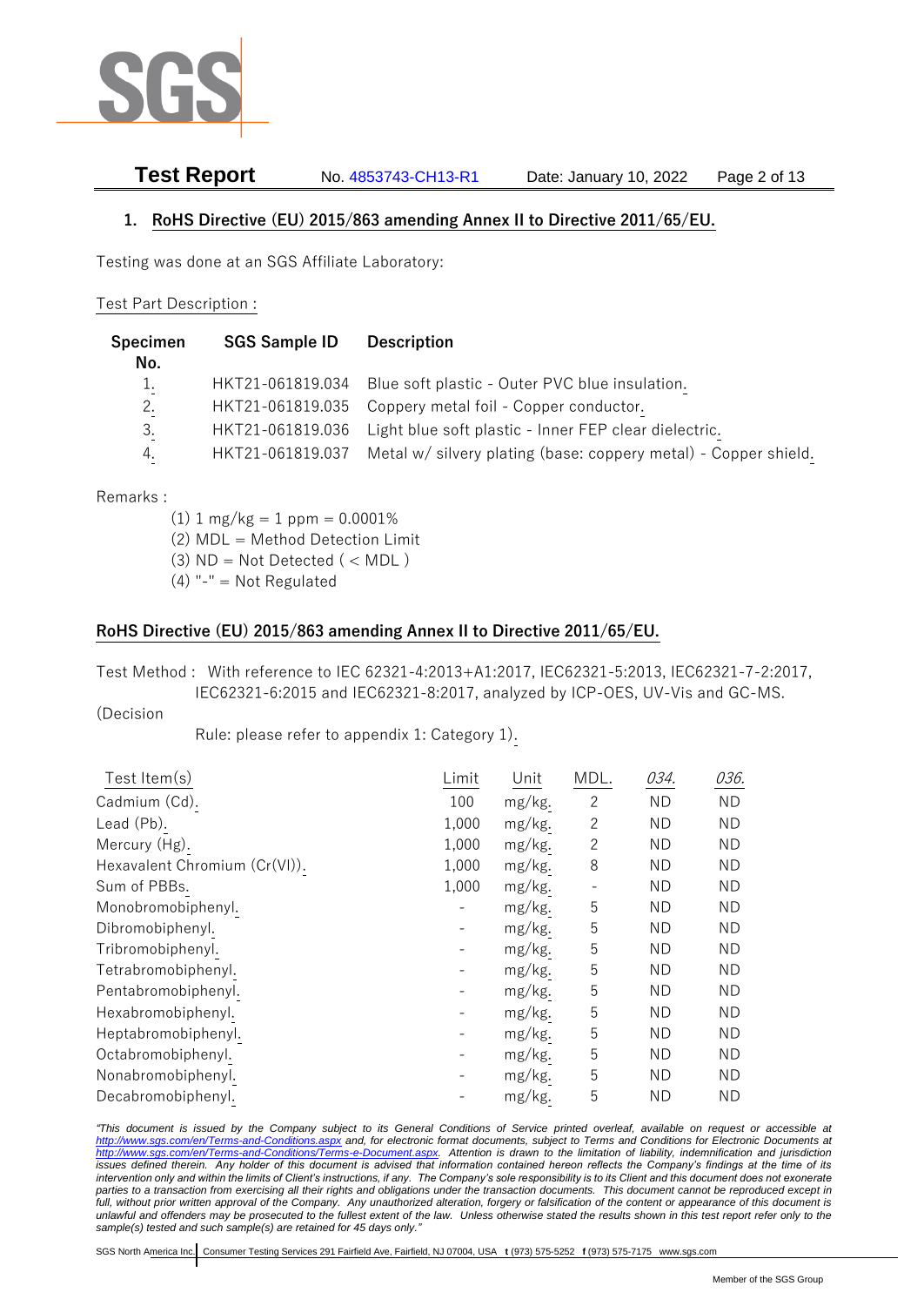## 1. RoHS Directive (EU) 2015/863 amending Annex II to Directive 2011/65/EU.

Testing was done at an SGS Affiliate Laboratory:

Test Part Description :

| Specimen No. | SGS Sample ID | Description |
|---|---|---|
| 1. | HKT21-061819.034 | Blue soft plastic - Outer PVC blue insulation. |
| 2. | HKT21-061819.035 | Coppery metal foil - Copper conductor. |
| 3. | HKT21-061819.036 | Light blue soft plastic - Inner FEP clear dielectric. |
| 4. | HKT21-061819.037 | Metal w/ silvery plating (base: coppery metal) - Copper shield. |

Remarks :

(1) 1 mg/kg = 1 ppm = 0.0001%
(2) MDL = Method Detection Limit
(3) ND = Not Detected ( < MDL )
(4) "-" = Not Regulated

## RoHS Directive (EU) 2015/863 amending Annex II to Directive 2011/65/EU.

Test Method : With reference to IEC 62321-4:2013+A1:2017, IEC62321-5:2013, IEC62321-7-2:2017, IEC62321-6:2015 and IEC62321-8:2017, analyzed by ICP-OES, UV-Vis and GC-MS.

(Decision Rule: please refer to appendix 1: Category 1).

| Test Item(s) | Limit | Unit | MDL. | *034.* | *036.* |
|---|---|---|---|---|---|
| Cadmium (Cd). | 100 | mg/kg. | 2 | ND | ND |
| Lead (Pb). | 1,000 | mg/kg. | 2 | ND | ND |
| Mercury (Hg). | 1,000 | mg/kg. | 2 | ND | ND |
| Hexavalent Chromium (Cr(VI)). | 1,000 | mg/kg. | 8 | ND | ND |
| Sum of PBBs. | 1,000 | mg/kg. | - | ND | ND |
| Monobromobiphenyl. | - | mg/kg. | 5 | ND | ND |
| Dibromobiphenyl. | - | mg/kg. | 5 | ND | ND |
| Tribromobiphenyl. | - | mg/kg. | 5 | ND | ND |
| Tetrabromobiphenyl. | - | mg/kg. | 5 | ND | ND |
| Pentabromobiphenyl. | - | mg/kg. | 5 | ND | ND |
| Hexabromobiphenyl. | - | mg/kg. | 5 | ND | ND |
| Heptabromobiphenyl. | - | mg/kg. | 5 | ND | ND |
| Octabromobiphenyl. | - | mg/kg. | 5 | ND | ND |
| Nonabromobiphenyl. | - | mg/kg. | 5 | ND | ND |
| Decabromobiphenyl. | - | mg/kg. | 5 | ND | ND |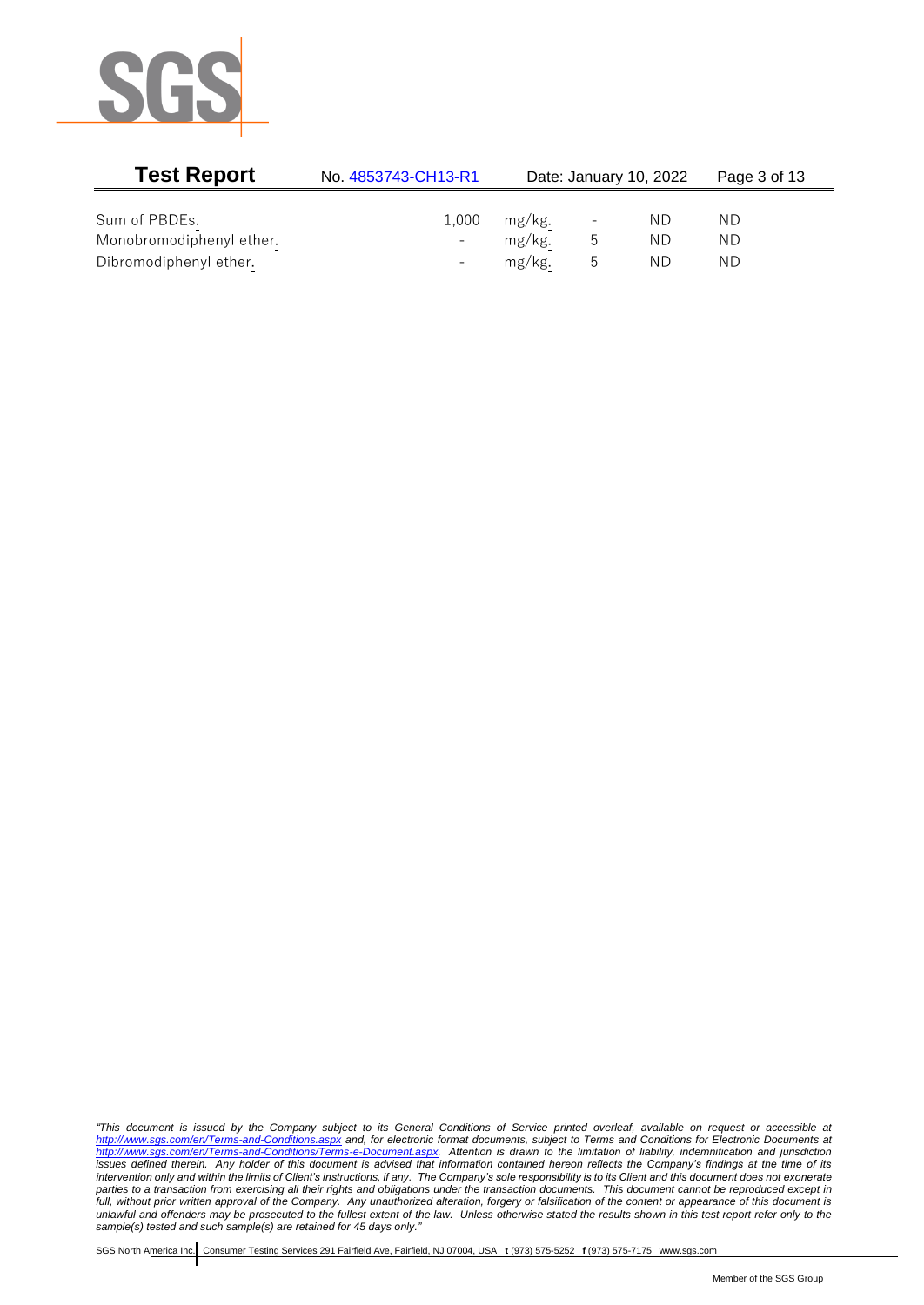| | | | | | |
|---|---|---|---|---|---|
| Sum of PBDEs. | 1,000 | mg/kg. | - | ND | ND |
| Monobromodiphenyl ether. | - | mg/kg. | 5 | ND | ND |
| Dibromodiphenyl ether. | - | mg/kg. | 5 | ND | ND |

*"This document is issued by the Company subject to its General Conditions of Service printed overleaf, available on request or accessible at http://www.sgs.com/en/Terms-and-Conditions.aspx and, for electronic format documents, subject to Terms and Conditions for Electronic Documents at http://www.sgs.com/en/Terms-and-Conditions/Terms-e-Document.aspx. Attention is drawn to the limitation of liability, indemnification and jurisdiction issues defined therein. Any holder of this document is advised that information contained hereon reflects the Company's findings at the time of its intervention only and within the limits of Client's instructions, if any. The Company's sole responsibility is to its Client and this document does not exonerate parties to a transaction from exercising all their rights and obligations under the transaction documents. This document cannot be reproduced except in full, without prior written approval of the Company. Any unauthorized alteration, forgery or falsification of the content or appearance of this document is unlawful and offenders may be prosecuted to the fullest extent of the law. Unless otherwise stated the results shown in this test report refer only to the sample(s) tested and such sample(s) are retained for 45 days only."*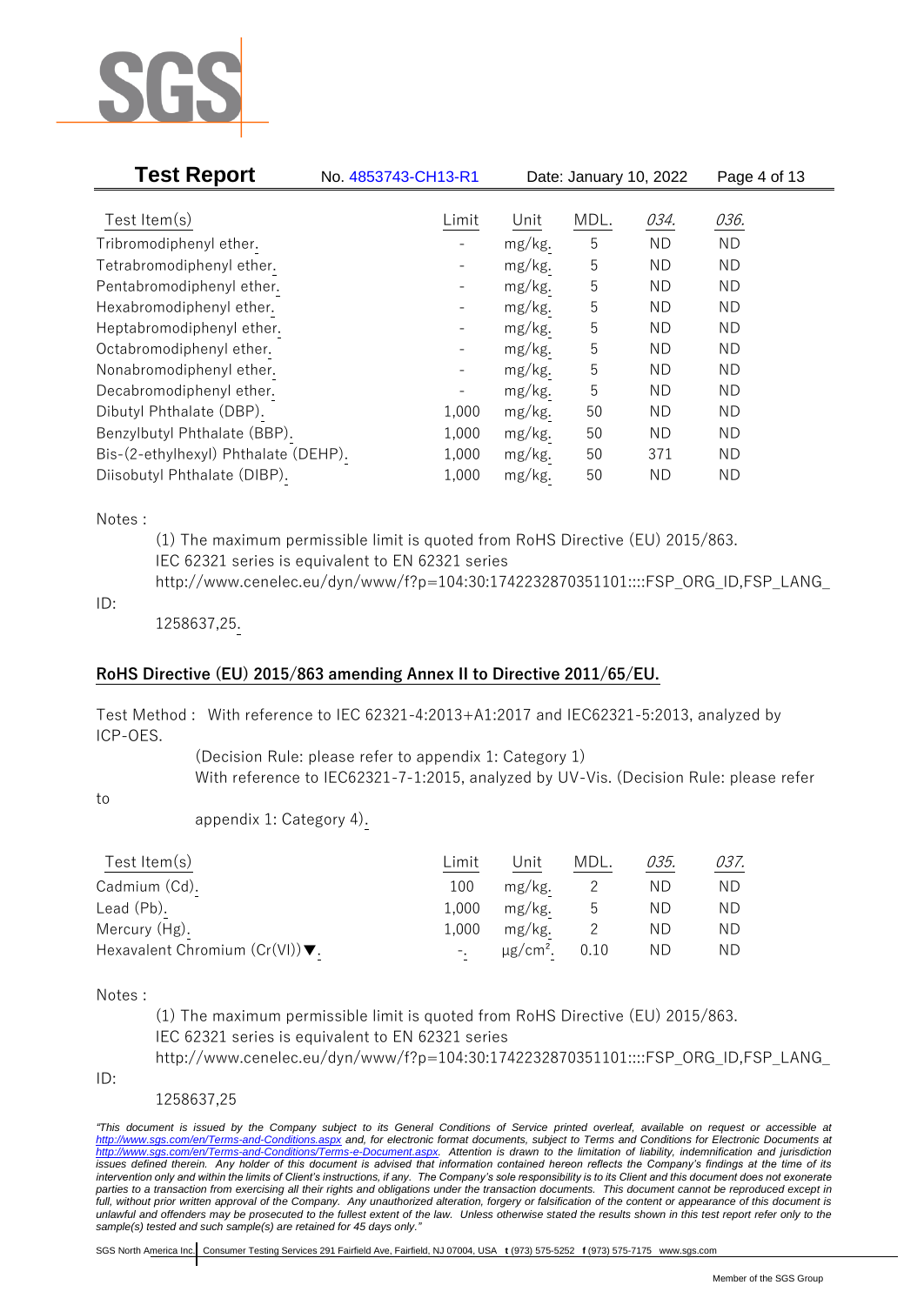| Test Item(s) | Limit | Unit | MDL. | 034. | 036. |
|---|---|---|---|---|---|
| Tribromodiphenyl ether. | - | mg/kg. | 5 | ND | ND |
| Tetrabromodiphenyl ether. | - | mg/kg. | 5 | ND | ND |
| Pentabromodiphenyl ether. | - | mg/kg. | 5 | ND | ND |
| Hexabromodiphenyl ether. | - | mg/kg. | 5 | ND | ND |
| Heptabromodiphenyl ether. | - | mg/kg. | 5 | ND | ND |
| Octabromodiphenyl ether. | - | mg/kg. | 5 | ND | ND |
| Nonabromodiphenyl ether. | - | mg/kg. | 5 | ND | ND |
| Decabromodiphenyl ether. | - | mg/kg. | 5 | ND | ND |
| Dibutyl Phthalate (DBP). | 1,000 | mg/kg. | 50 | ND | ND |
| Benzylbutyl Phthalate (BBP). | 1,000 | mg/kg. | 50 | ND | ND |
| Bis-(2-ethylhexyl) Phthalate (DEHP). | 1,000 | mg/kg. | 50 | 371 | ND |
| Diisobutyl Phthalate (DIBP). | 1,000 | mg/kg. | 50 | ND | ND |

Notes :

(1) The maximum permissible limit is quoted from RoHS Directive (EU) 2015/863.
IEC 62321 series is equivalent to EN 62321 series
http://www.cenelec.eu/dyn/www/f?p=104:30:1742232870351101::::FSP_ORG_ID,FSP_LANG_ID:
1258637,25.

## RoHS Directive (EU) 2015/863 amending Annex II to Directive 2011/65/EU.

Test Method : With reference to IEC 62321-4:2013+A1:2017 and IEC62321-5:2013, analyzed by ICP-OES.
(Decision Rule: please refer to appendix 1: Category 1)
With reference to IEC62321-7-1:2015, analyzed by UV-Vis. (Decision Rule: please refer to appendix 1: Category 4).

| Test Item(s) | Limit | Unit | MDL. | 035. | 037. |
|---|---|---|---|---|---|
| Cadmium (Cd). | 100 | mg/kg. | 2 | ND | ND |
| Lead (Pb). | 1,000 | mg/kg. | 5 | ND | ND |
| Mercury (Hg). | 1,000 | mg/kg. | 2 | ND | ND |
| Hexavalent Chromium (Cr(VI))▼. | -. | μg/cm². | 0.10 | ND | ND |

Notes :

(1) The maximum permissible limit is quoted from RoHS Directive (EU) 2015/863.
IEC 62321 series is equivalent to EN 62321 series
http://www.cenelec.eu/dyn/www/f?p=104:30:1742232870351101::::FSP_ORG_ID,FSP_LANG_ID:
1258637,25

*"This document is issued by the Company subject to its General Conditions of Service printed overleaf, available on request or accessible at http://www.sgs.com/en/Terms-and-Conditions.aspx and, for electronic format documents, subject to Terms and Conditions for Electronic Documents at http://www.sgs.com/en/Terms-and-Conditions/Terms-e-Document.aspx. Attention is drawn to the limitation of liability, indemnification and jurisdiction issues defined therein. Any holder of this document is advised that information contained hereon reflects the Company's findings at the time of its intervention only and within the limits of Client's instructions, if any. The Company's sole responsibility is to its Client and this document does not exonerate parties to a transaction from exercising all their rights and obligations under the transaction documents. This document cannot be reproduced except in full, without prior written approval of the Company. Any unauthorized alteration, forgery or falsification of the content or appearance of this document is unlawful and offenders may be prosecuted to the fullest extent of the law. Unless otherwise stated the results shown in this test report refer only to the sample(s) tested and such sample(s) are retained for 45 days only."*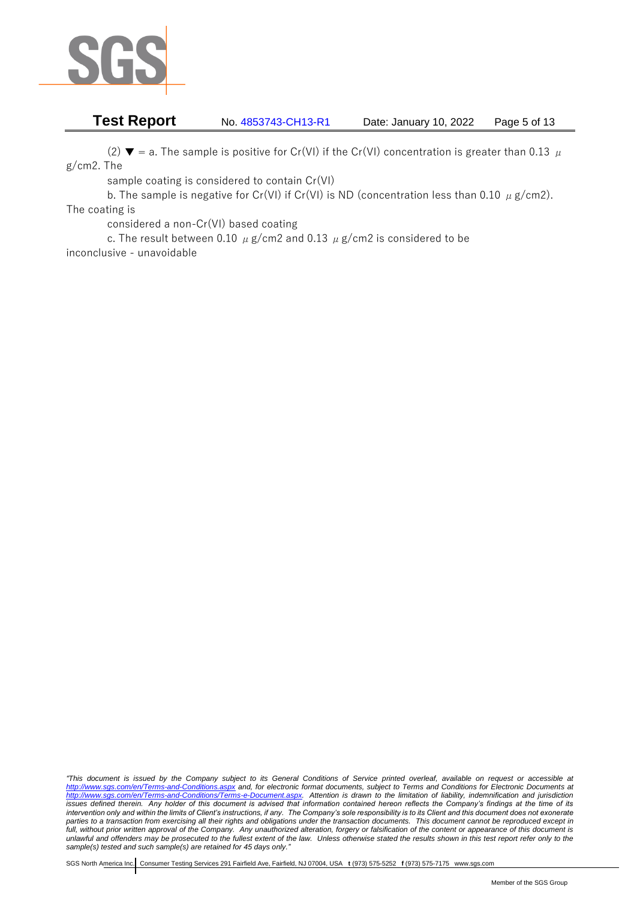(2) ▼ = a. The sample is positive for Cr(VI) if the Cr(VI) concentration is greater than 0.13 μg/cm2. The sample coating is considered to contain Cr(VI)

b. The sample is negative for Cr(VI) if Cr(VI) is ND (concentration less than 0.10 μg/cm2). The coating is considered a non-Cr(VI) based coating

c. The result between 0.10 μg/cm2 and 0.13 μg/cm2 is considered to be inconclusive - unavoidable

*"This document is issued by the Company subject to its General Conditions of Service printed overleaf, available on request or accessible at http://www.sgs.com/en/Terms-and-Conditions.aspx and, for electronic format documents, subject to Terms and Conditions for Electronic Documents at http://www.sgs.com/en/Terms-and-Conditions/Terms-e-Document.aspx. Attention is drawn to the limitation of liability, indemnification and jurisdiction issues defined therein. Any holder of this document is advised that information contained hereon reflects the Company's findings at the time of its intervention only and within the limits of Client's instructions, if any. The Company's sole responsibility is to its Client and this document does not exonerate parties to a transaction from exercising all their rights and obligations under the transaction documents. This document cannot be reproduced except in full, without prior written approval of the Company. Any unauthorized alteration, forgery or falsification of the content or appearance of this document is unlawful and offenders may be prosecuted to the fullest extent of the law. Unless otherwise stated the results shown in this test report refer only to the sample(s) tested and such sample(s) are retained for 45 days only."*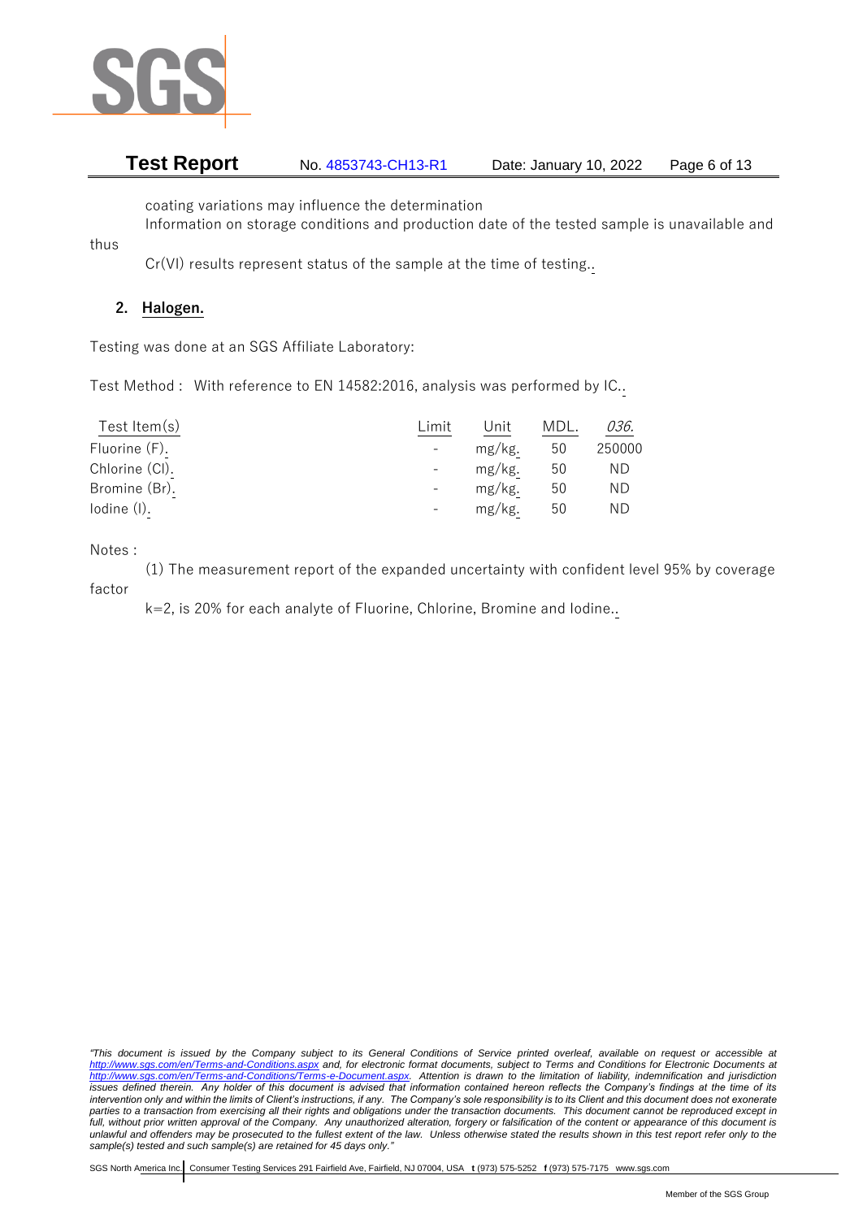coating variations may influence the determination
Information on storage conditions and production date of the tested sample is unavailable and thus
Cr(VI) results represent status of the sample at the time of testing..

## 2. Halogen.

Testing was done at an SGS Affiliate Laboratory:

Test Method : With reference to EN 14582:2016, analysis was performed by IC..

| Test Item(s) | Limit | Unit | MDL. | *036.* |
|---|---|---|---|---|
| Fluorine (F). | - | mg/kg. | 50 | 250000 |
| Chlorine (Cl). | - | mg/kg. | 50 | ND |
| Bromine (Br). | - | mg/kg. | 50 | ND |
| Iodine (I). | - | mg/kg. | 50 | ND |

Notes :

(1) The measurement report of the expanded uncertainty with confident level 95% by coverage factor
k=2, is 20% for each analyte of Fluorine, Chlorine, Bromine and Iodine..

*"This document is issued by the Company subject to its General Conditions of Service printed overleaf, available on request or accessible at http://www.sgs.com/en/Terms-and-Conditions.aspx and, for electronic format documents, subject to Terms and Conditions for Electronic Documents at http://www.sgs.com/en/Terms-and-Conditions/Terms-e-Document.aspx. Attention is drawn to the limitation of liability, indemnification and jurisdiction issues defined therein. Any holder of this document is advised that information contained hereon reflects the Company's findings at the time of its intervention only and within the limits of Client's instructions, if any. The Company's sole responsibility is to its Client and this document does not exonerate parties to a transaction from exercising all their rights and obligations under the transaction documents. This document cannot be reproduced except in full, without prior written approval of the Company. Any unauthorized alteration, forgery or falsification of the content or appearance of this document is unlawful and offenders may be prosecuted to the fullest extent of the law. Unless otherwise stated the results shown in this test report refer only to the sample(s) tested and such sample(s) are retained for 45 days only."*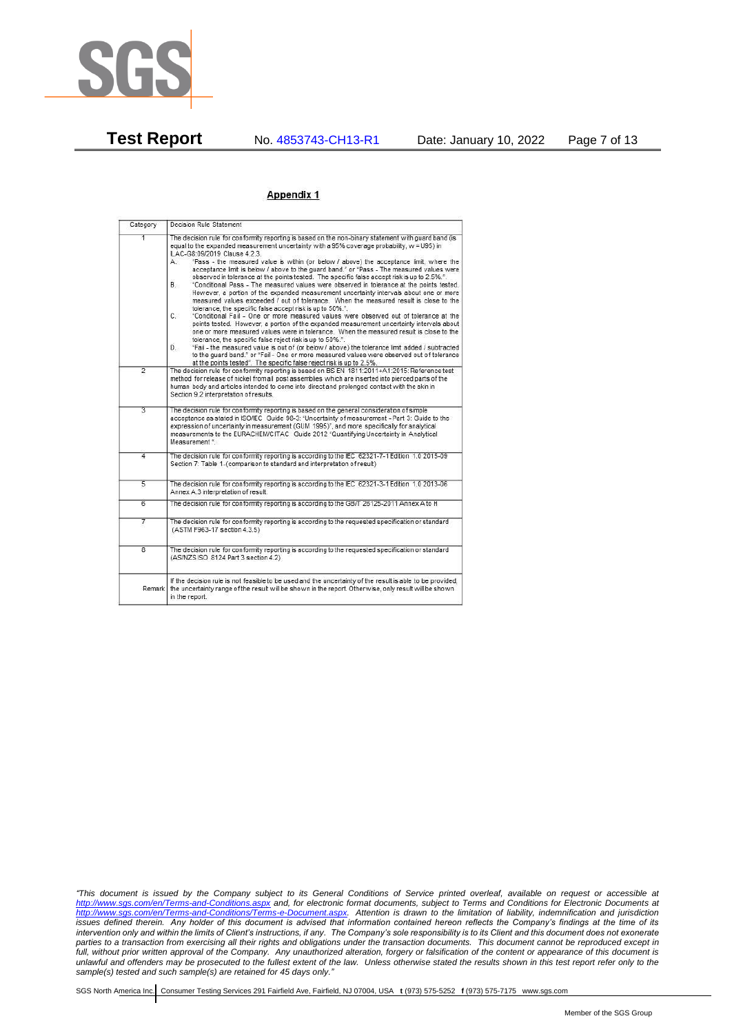## Appendix 1

| Category | Decision Rule Statement |
|---|---|
| 1 | The decision rule for conformity reporting is based on the non-binary statement with guard band (is equal to the expanded measurement uncertainty with a 95% coverage probability, w = U95) in ILAC-G8:09/2019 Clause 4.2.3.<br>A. "Pass - the measured value is within (or below / above) the acceptance limit, where the acceptance limit is below / above to the guard band." or "Pass - The measured values were observed in tolerance at the points tested. The specific false accept risk is up to 2.5%.".<br>B. "Conditional Pass - The measured values were observed in tolerance at the points tested. However, a portion of the expanded measurement uncertainty intervals about one or more measured values exceeded / out of tolerance. When the measured result is close to the tolerance, the specific false accept risk is up to 50%.".<br>C. "Conditional Fail - One or more measured values were observed out of tolerance at the points tested. However, a portion of the expanded measurement uncertainty intervals about one or more measured values were in tolerance. When the measured result is close to the tolerance, the specific false reject risk is up to 50%.".<br>D. "Fail - the measured value is out of (or below / above) the tolerance limit added / subtracted to the guard band." or "Fail - One or more measured values were observed out of tolerance at the points tested". The specific false reject risk is up to 2.5%. |
| 2 | The decision rule for conformity reporting is based on BS EN 1811:2011+A1:2015: Reference test method for release of nickel from all post assemblies which are inserted into pierced parts of the human body and articles intended to come into direct and prolonged contact with the skin in Section 9.2 interpretation of results. |
| 3 | The decision rule for conformity reporting is based on the general consideration of simple acceptance as stated in ISO/IEC Guide 98-3: "Uncertainty of measurement - Part 3: Guide to the expression of uncertainty in measurement (GUM 1995)", and more specifically for analytical measurements to the EURACHEM/CITAC Guide 2012 "Quantifying Uncertainty in Analytical Measurement ". |
| 4 | The decision rule for conformity reporting is according to the IEC 62321-7-1 Edition 1.0 2015-09 Section 7: Table 1-(comparison to standard and interpretation of result) |
| 5 | The decision rule for conformity reporting is according to the IEC 62321-3-1 Edition 1.0 2013-06 Annex A.3 interpretation of result. |
| 6 | The decision rule for conformity reporting is according to the GB/T 26125-2011 Annex A to H |
| 7 | The decision rule for conformity reporting is according to the requested specification or standard (ASTM F963-17 section 4.3.5) |
| 8 | The decision rule for conformity reporting is according to the requested specification or standard (AS/NZS ISO 8124 Part 3 section 4.2) |
| Remark | If the decision rule is not feasible to be used and the uncertainty of the result is able to be provided, the uncertainty range of the result will be shown in the report. Otherwise, only result will be shown in the report. |

*"This document is issued by the Company subject to its General Conditions of Service printed overleaf, available on request or accessible at http://www.sgs.com/en/Terms-and-Conditions.aspx and, for electronic format documents, subject to Terms and Conditions for Electronic Documents at http://www.sgs.com/en/Terms-and-Conditions/Terms-e-Document.aspx. Attention is drawn to the limitation of liability, indemnification and jurisdiction issues defined therein. Any holder of this document is advised that information contained hereon reflects the Company's findings at the time of its intervention only and within the limits of Client's instructions, if any. The Company's sole responsibility is to its Client and this document does not exonerate parties to a transaction from exercising all their rights and obligations under the transaction documents. This document cannot be reproduced except in full, without prior written approval of the Company. Any unauthorized alteration, forgery or falsification of the content or appearance of this document is unlawful and offenders may be prosecuted to the fullest extent of the law. Unless otherwise stated the results shown in this test report refer only to the sample(s) tested and such sample(s) are retained for 45 days only."*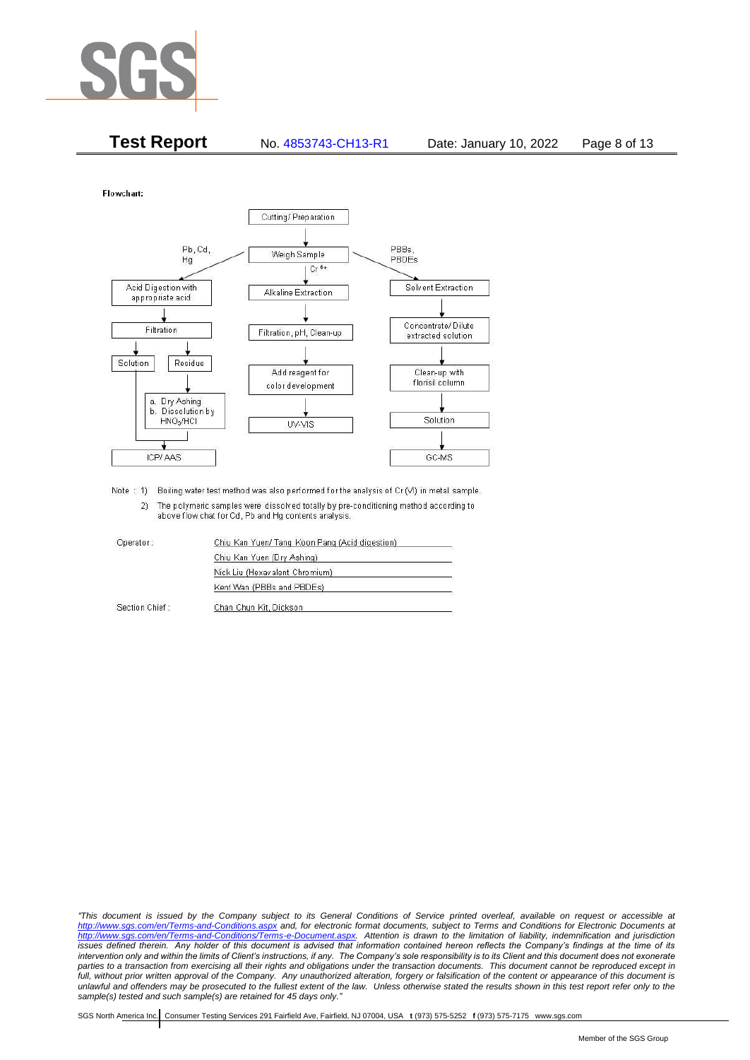**Test Report** No. 4853743-CH13-R1 Date: January 10, 2022

Flowchart:

- Cutting/ Preparation → Weigh Sample
  - Pb, Cd, Hg → Acid Digestion with appropriate acid → Filtration → Solution / Residue
    - Residue → a. Dry Ashing b. Dissolution by $HNO_3$/HCl → ICP/ AAS
    - Solution → ICP/ AAS
  - $Cr^{6+}$ → Alkaline Extraction → Filtration, pH, Clean-up → Add reagent for color development → UV-VIS
  - PBBs, PBDEs → Solvent Extraction → Concentrate/ Dilute extracted solution → Clean-up with florisil column → Solution → GC-MS

Note : 1) Boiling water test method was also performed for the analysis of Cr (VI) in metal sample.

2) The polymeric samples were dissolved totally by pre-conditioning method according to above flow chat for Cd, Pb and Hg contents analysis.

Operator: Chiu Kan Yuen/ Tang Koon Pang (Acid digestion)

Chiu Kan Yuen (Dry Ashing)

Nick Liu (Hexavalent Chromium)

Kent Wan (PBBs and PBDEs)

Section Chief : Chan Chun Kit, Dickson

*"This document is issued by the Company subject to its General Conditions of Service printed overleaf, available on request or accessible at http://www.sgs.com/en/Terms-and-Conditions.aspx and, for electronic format documents, subject to Terms and Conditions for Electronic Documents at http://www.sgs.com/en/Terms-and-Conditions/Terms-e-Document.aspx. Attention is drawn to the limitation of liability, indemnification and jurisdiction issues defined therein. Any holder of this document is advised that information contained hereon reflects the Company's findings at the time of its intervention only and within the limits of Client's instructions, if any. The Company's sole responsibility is to its Client and this document does not exonerate parties to a transaction from exercising all their rights and obligations under the transaction documents. This document cannot be reproduced except in full, without prior written approval of the Company. Any unauthorized alteration, forgery or falsification of the content or appearance of this document is unlawful and offenders may be prosecuted to the fullest extent of the law. Unless otherwise stated the results shown in this test report refer only to the sample(s) tested and such sample(s) are retained for 45 days only."*

SGS North America Inc. | Consumer Testing Services 291 Fairfield Ave, Fairfield, NJ 07004, USA **t** (973) 575-5252 **f** (973) 575-7175 www.sgs.com

Member of the SGS Group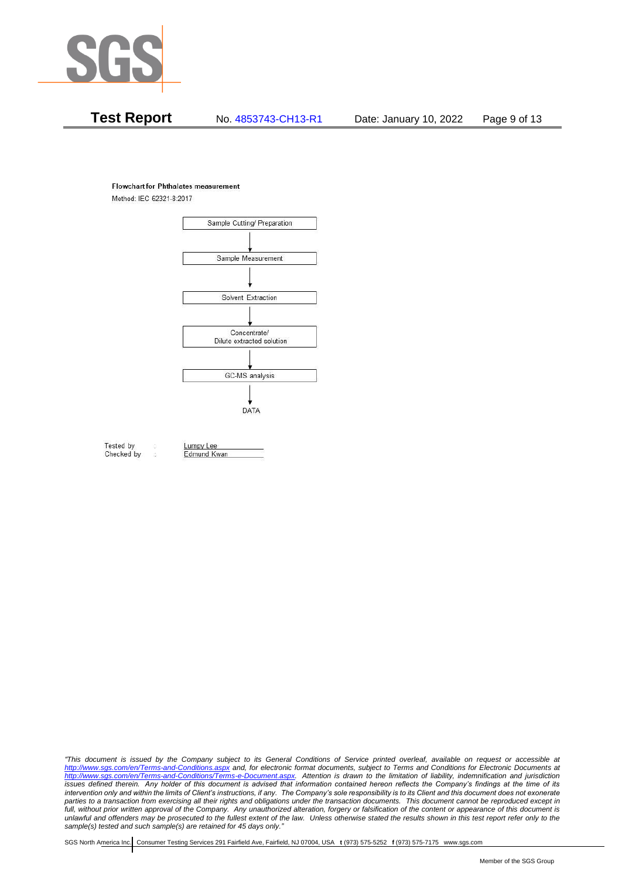**Flowchart for Phthalates measurement**

Method: IEC 62321-8:2017

Sample Cutting/ Preparation

↓

Sample Measurement

↓

Solvent Extraction

↓

Concentrate/
Dilute extracted solution

↓

GC-MS analysis

↓

DATA

Tested by : Lumpy Lee
Checked by : Edmund Kwan

*"This document is issued by the Company subject to its General Conditions of Service printed overleaf, available on request or accessible at http://www.sgs.com/en/Terms-and-Conditions.aspx and, for electronic format documents, subject to Terms and Conditions for Electronic Documents at http://www.sgs.com/en/Terms-and-Conditions/Terms-e-Document.aspx. Attention is drawn to the limitation of liability, indemnification and jurisdiction issues defined therein. Any holder of this document is advised that information contained hereon reflects the Company's findings at the time of its intervention only and within the limits of Client's instructions, if any. The Company's sole responsibility is to its Client and this document does not exonerate parties to a transaction from exercising all their rights and obligations under the transaction documents. This document cannot be reproduced except in full, without prior written approval of the Company. Any unauthorized alteration, forgery or falsification of the content or appearance of this document is unlawful and offenders may be prosecuted to the fullest extent of the law. Unless otherwise stated the results shown in this test report refer only to the sample(s) tested and such sample(s) are retained for 45 days only."*

SGS North America Inc. | Consumer Testing Services 291 Fairfield Ave, Fairfield, NJ 07004, USA **t** (973) 575-5252 **f** (973) 575-7175 www.sgs.com

Member of the SGS Group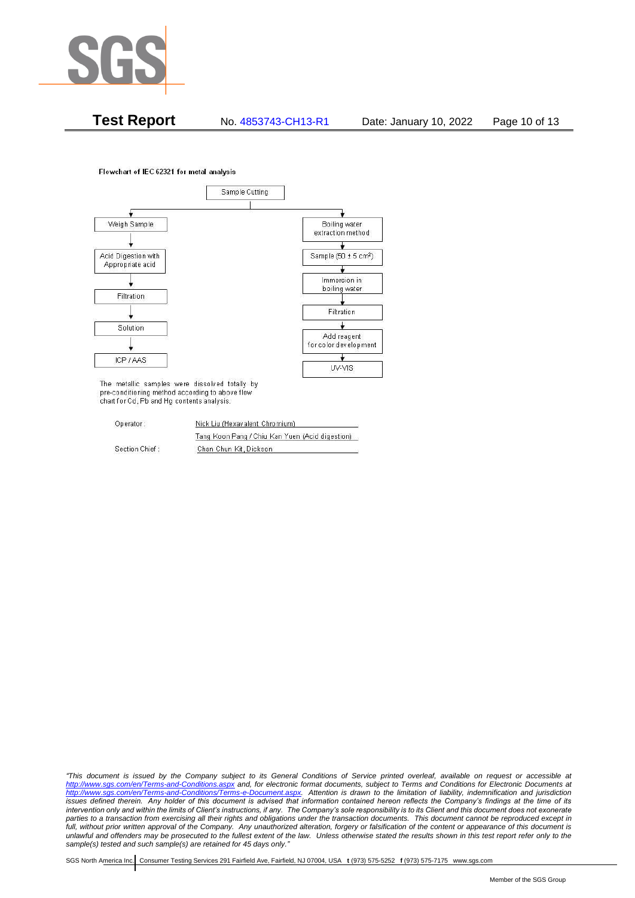**Flowchart of IEC 62321 for metal analysis**

Sample Cutting

- Left branch:
  - Weigh Sample
  - ↓ Acid Digestion with Appropriate acid
  - ↓ Filtration
  - ↓ Solution
  - ↓ ICP / AAS
- Right branch:
  - Boiling water extraction method
  - ↓ Sample ($50 \pm 5$ cm$^2$)
  - ↓ Immersion in boiling water
  - ↓ Filtration
  - ↓ Add reagent for color development
  - ↓ UV-VIS

The metallic samples were dissolved totally by pre-conditioning method according to above flow chart for Cd, Pb and Hg contents analysis.

| | |
|---|---|
| Operator: | Nick Liu (Hexavalent Chromium) |
| | Tang Koon Pang / Chiu Kan Yuen (Acid digestion) |
| Section Chief: | Chan Chun Kit, Dickson |

*"This document is issued by the Company subject to its General Conditions of Service printed overleaf, available on request or accessible at http://www.sgs.com/en/Terms-and-Conditions.aspx and, for electronic format documents, subject to Terms and Conditions for Electronic Documents at http://www.sgs.com/en/Terms-and-Conditions/Terms-e-Document.aspx. Attention is drawn to the limitation of liability, indemnification and jurisdiction issues defined therein. Any holder of this document is advised that information contained hereon reflects the Company's findings at the time of its intervention only and within the limits of Client's instructions, if any. The Company's sole responsibility is to its Client and this document does not exonerate parties to a transaction from exercising all their rights and obligations under the transaction documents. This document cannot be reproduced except in full, without prior written approval of the Company. Any unauthorized alteration, forgery or falsification of the content or appearance of this document is unlawful and offenders may be prosecuted to the fullest extent of the law. Unless otherwise stated the results shown in this test report refer only to the sample(s) tested and such sample(s) are retained for 45 days only."*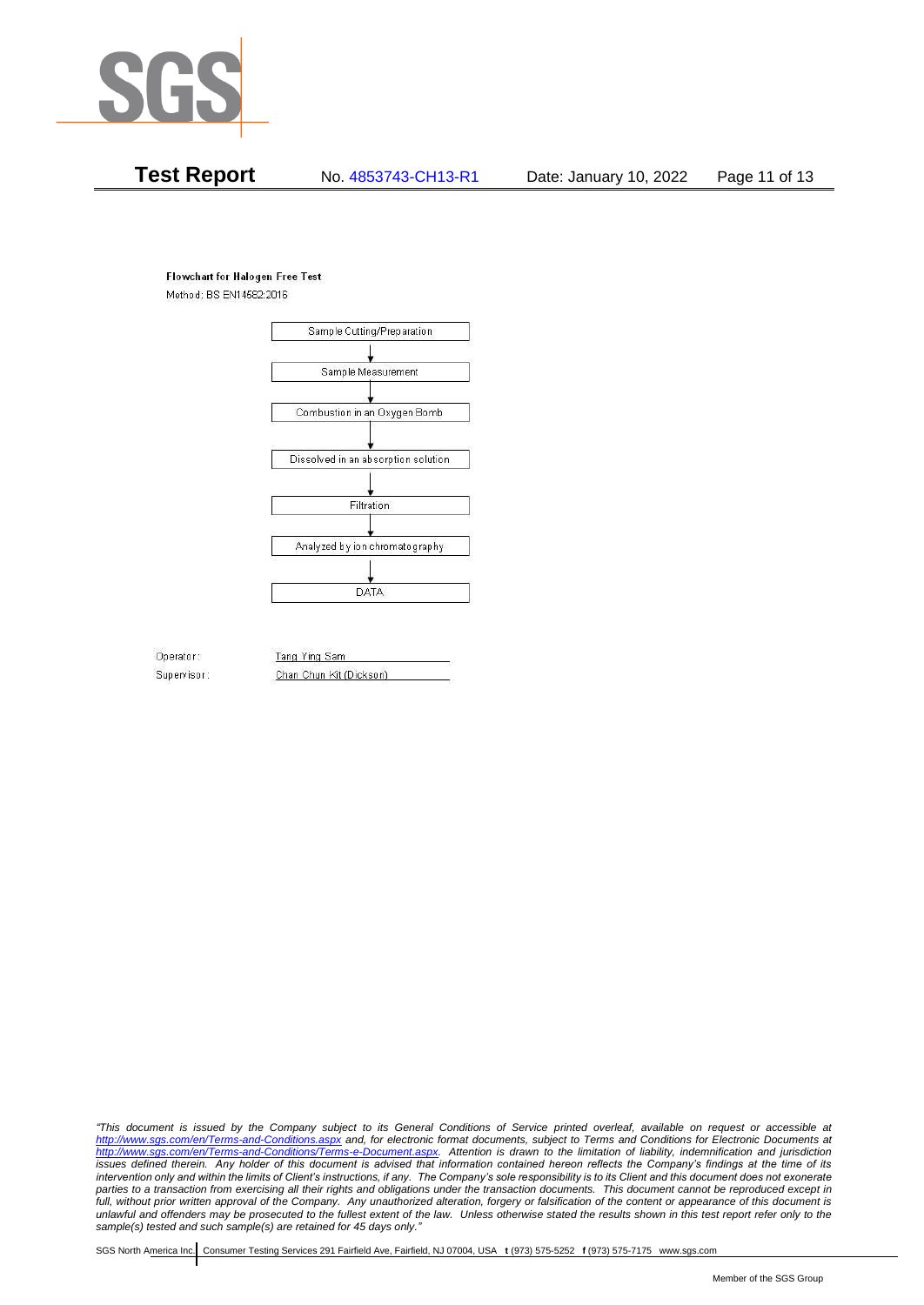**Flowchart for Halogen Free Test**

Method: BS EN14582:2016

Sample Cutting/Preparation

↓

Sample Measurement

↓

Combustion in an Oxygen Bomb

↓

Dissolved in an absorption solution

↓

Filtration

↓

Analyzed by ion chromatography

↓

DATA

Operator: Tang Ying Sam

Supervisor: Chan Chun Kit (Dickson)

*"This document is issued by the Company subject to its General Conditions of Service printed overleaf, available on request or accessible at http://www.sgs.com/en/Terms-and-Conditions.aspx and, for electronic format documents, subject to Terms and Conditions for Electronic Documents at http://www.sgs.com/en/Terms-and-Conditions/Terms-e-Document.aspx. Attention is drawn to the limitation of liability, indemnification and jurisdiction issues defined therein. Any holder of this document is advised that information contained hereon reflects the Company's findings at the time of its intervention only and within the limits of Client's instructions, if any. The Company's sole responsibility is to its Client and this document does not exonerate parties to a transaction from exercising all their rights and obligations under the transaction documents. This document cannot be reproduced except in full, without prior written approval of the Company. Any unauthorized alteration, forgery or falsification of the content or appearance of this document is unlawful and offenders may be prosecuted to the fullest extent of the law. Unless otherwise stated the results shown in this test report refer only to the sample(s) tested and such sample(s) are retained for 45 days only."*

SGS North America Inc. | Consumer Testing Services 291 Fairfield Ave, Fairfield, NJ 07004, USA **t** (973) 575-5252 **f** (973) 575-7175 www.sgs.com

Member of the SGS Group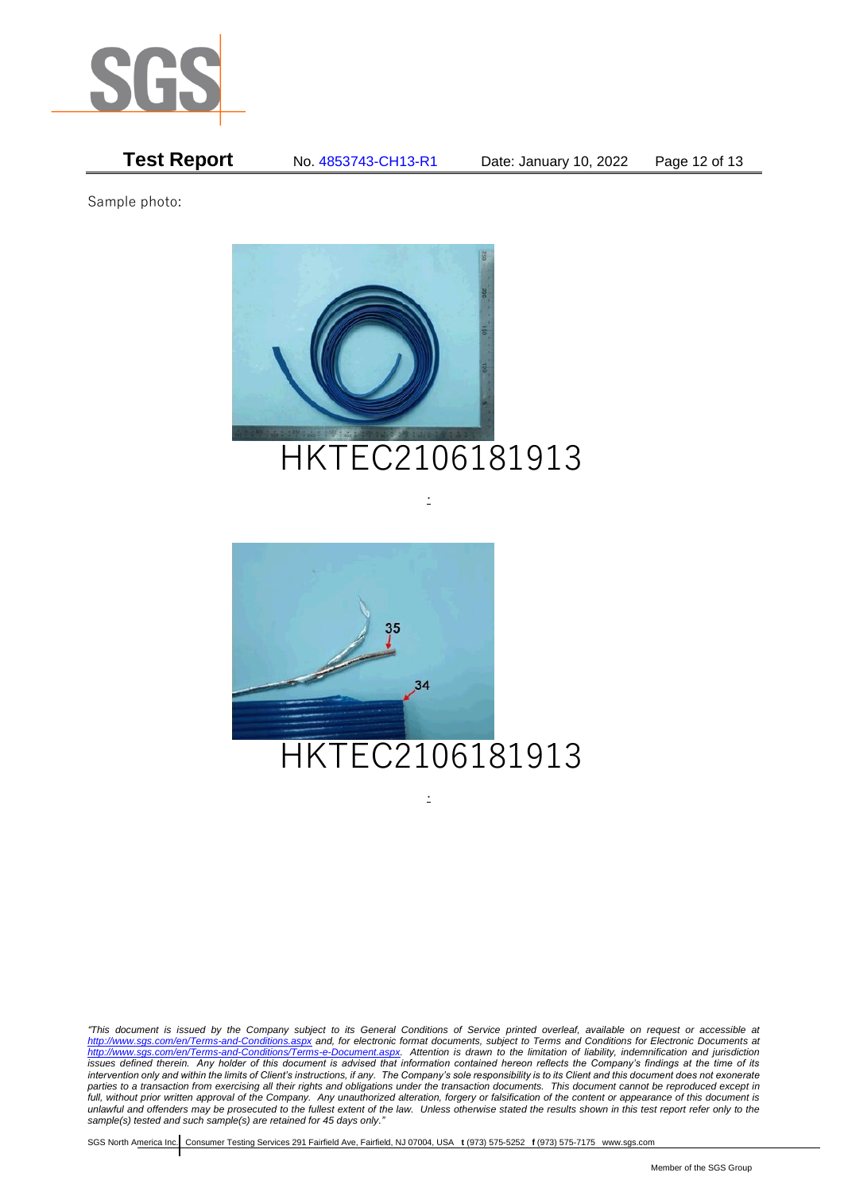Sample photo:

HKTEC2106181913

:

HKTEC2106181913

:

*"This document is issued by the Company subject to its General Conditions of Service printed overleaf, available on request or accessible at http://www.sgs.com/en/Terms-and-Conditions.aspx and, for electronic format documents, subject to Terms and Conditions for Electronic Documents at http://www.sgs.com/en/Terms-and-Conditions/Terms-e-Document.aspx. Attention is drawn to the limitation of liability, indemnification and jurisdiction issues defined therein. Any holder of this document is advised that information contained hereon reflects the Company's findings at the time of its intervention only and within the limits of Client's instructions, if any. The Company's sole responsibility is to its Client and this document does not exonerate parties to a transaction from exercising all their rights and obligations under the transaction documents. This document cannot be reproduced except in full, without prior written approval of the Company. Any unauthorized alteration, forgery or falsification of the content or appearance of this document is unlawful and offenders may be prosecuted to the fullest extent of the law. Unless otherwise stated the results shown in this test report refer only to the sample(s) tested and such sample(s) are retained for 45 days only."*

SGS North America Inc. | Consumer Testing Services 291 Fairfield Ave, Fairfield, NJ 07004, USA **t** (973) 575-5252 **f** (973) 575-7175 www.sgs.com

Member of the SGS Group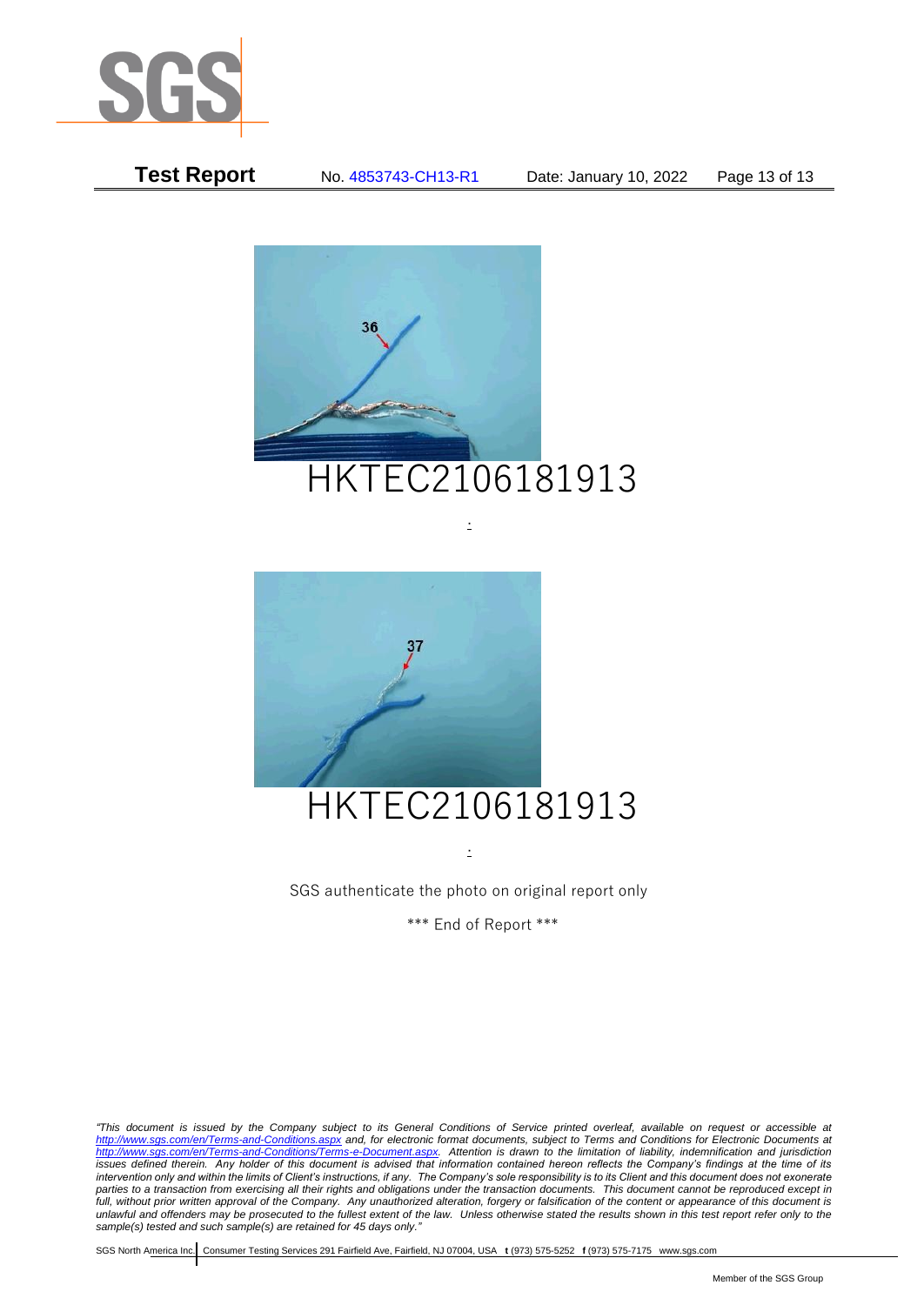HKTEC2106181913

:

HKTEC2106181913

:

SGS authenticate the photo on original report only

*** End of Report ***

*"This document is issued by the Company subject to its General Conditions of Service printed overleaf, available on request or accessible at http://www.sgs.com/en/Terms-and-Conditions.aspx and, for electronic format documents, subject to Terms and Conditions for Electronic Documents at http://www.sgs.com/en/Terms-and-Conditions/Terms-e-Document.aspx. Attention is drawn to the limitation of liability, indemnification and jurisdiction issues defined therein. Any holder of this document is advised that information contained hereon reflects the Company's findings at the time of its intervention only and within the limits of Client's instructions, if any. The Company's sole responsibility is to its Client and this document does not exonerate parties to a transaction from exercising all their rights and obligations under the transaction documents. This document cannot be reproduced except in full, without prior written approval of the Company. Any unauthorized alteration, forgery or falsification of the content or appearance of this document is unlawful and offenders may be prosecuted to the fullest extent of the law. Unless otherwise stated the results shown in this test report refer only to the sample(s) tested and such sample(s) are retained for 45 days only."*

SGS North America Inc. | Consumer Testing Services 291 Fairfield Ave, Fairfield, NJ 07004, USA **t** (973) 575-5252 **f** (973) 575-7175 www.sgs.com

Member of the SGS Group